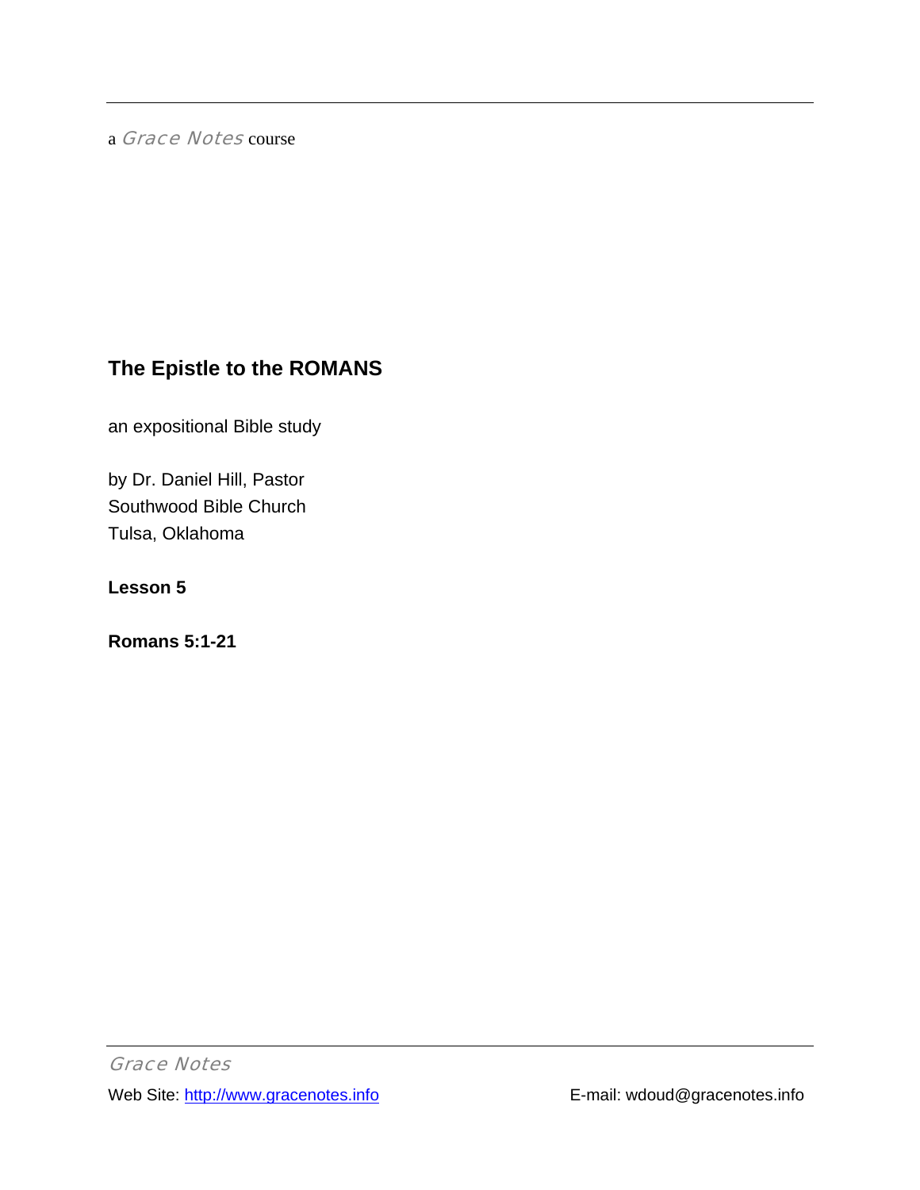a *Grace Notes* course

# The Epistle to the ROMANS

an expositional Bible study

by Dr. Daniel Hill, Pastor
Southwood Bible Church
Tulsa, Oklahoma

**Lesson 5**

**Romans 5:1-21**

*Grace Notes*

Web Site: http://www.gracenotes.info E-mail: wdoud@gracenotes.info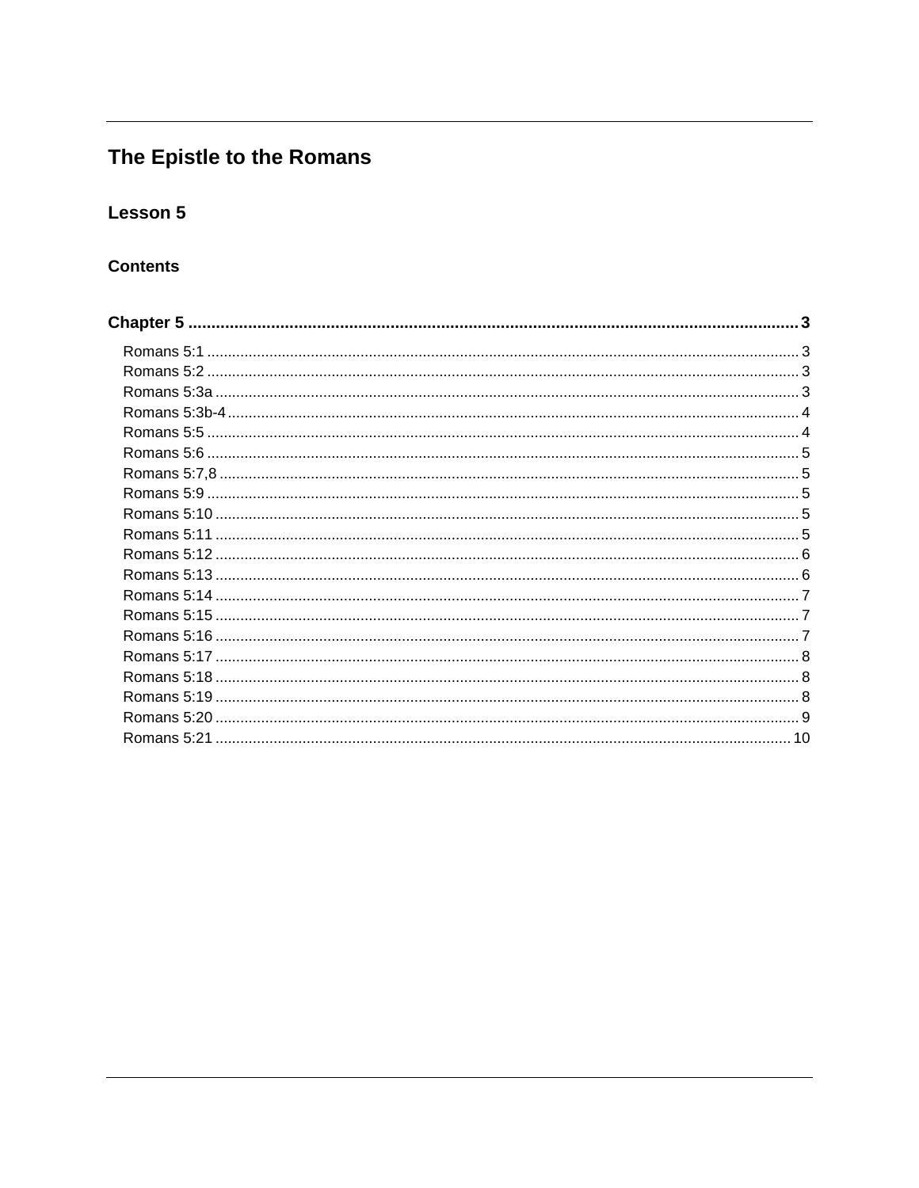# The Epistle to the Romans

## Lesson 5

### Contents

**Chapter 5** .................................................................................................................. **3**

- Romans 5:1 .................................................................................................................. 3
- Romans 5:2 .................................................................................................................. 3
- Romans 5:3a ................................................................................................................ 3
- Romans 5:3b-4 ............................................................................................................. 4
- Romans 5:5 .................................................................................................................. 4
- Romans 5:6 .................................................................................................................. 5
- Romans 5:7,8 ............................................................................................................... 5
- Romans 5:9 .................................................................................................................. 5
- Romans 5:10 ................................................................................................................ 5
- Romans 5:11 ................................................................................................................ 5
- Romans 5:12 ................................................................................................................ 6
- Romans 5:13 ................................................................................................................ 6
- Romans 5:14 ................................................................................................................ 7
- Romans 5:15 ................................................................................................................ 7
- Romans 5:16 ................................................................................................................ 7
- Romans 5:17 ................................................................................................................ 8
- Romans 5:18 ................................................................................................................ 8
- Romans 5:19 ................................................................................................................ 8
- Romans 5:20 ................................................................................................................ 9
- Romans 5:21 ................................................................................................................ 10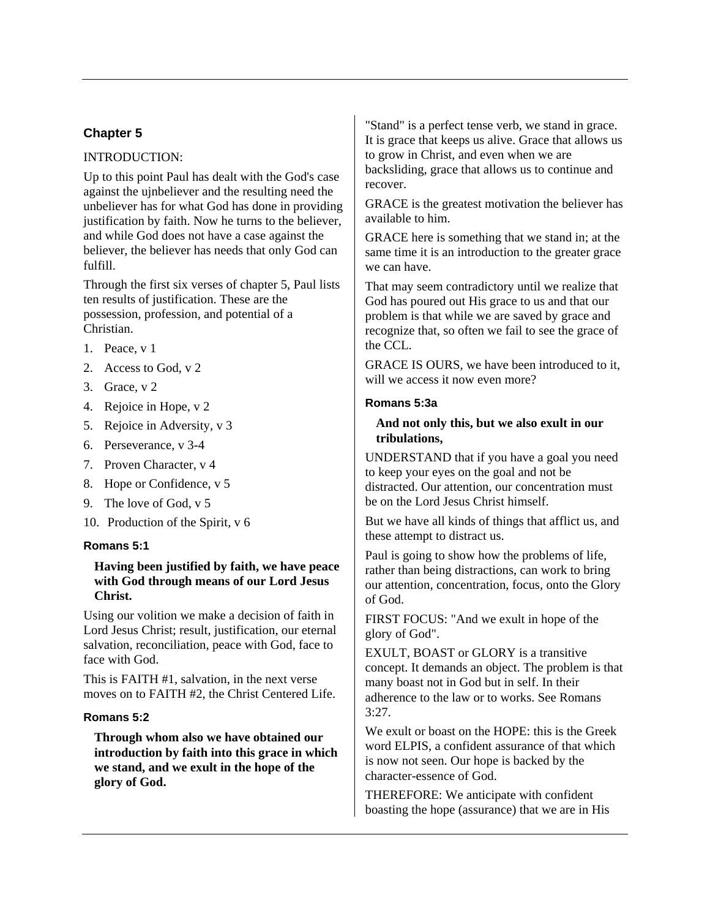## Chapter 5

INTRODUCTION:

Up to this point Paul has dealt with the God's case against the ujnbeliever and the resulting need the unbeliever has for what God has done in providing justification by faith. Now he turns to the believer, and while God does not have a case against the believer, the believer has needs that only God can fulfill.

Through the first six verses of chapter 5, Paul lists ten results of justification. These are the possession, profession, and potential of a Christian.

1. Peace, v 1
2. Access to God, v 2
3. Grace, v 2
4. Rejoice in Hope, v 2
5. Rejoice in Adversity, v 3
6. Perseverance, v 3-4
7. Proven Character, v 4
8. Hope or Confidence, v 5
9. The love of God, v 5
10. Production of the Spirit, v 6

### Romans 5:1

> **Having been justified by faith, we have peace with God through means of our Lord Jesus Christ.**

Using our volition we make a decision of faith in Lord Jesus Christ; result, justification, our eternal salvation, reconciliation, peace with God, face to face with God.

This is FAITH #1, salvation, in the next verse moves on to FAITH #2, the Christ Centered Life.

### Romans 5:2

> **Through whom also we have obtained our introduction by faith into this grace in which we stand, and we exult in the hope of the glory of God.**

"Stand" is a perfect tense verb, we stand in grace. It is grace that keeps us alive. Grace that allows us to grow in Christ, and even when we are backsliding, grace that allows us to continue and recover.

GRACE is the greatest motivation the believer has available to him.

GRACE here is something that we stand in; at the same time it is an introduction to the greater grace we can have.

That may seem contradictory until we realize that God has poured out His grace to us and that our problem is that while we are saved by grace and recognize that, so often we fail to see the grace of the CCL.

GRACE IS OURS, we have been introduced to it, will we access it now even more?

### Romans 5:3a

> **And not only this, but we also exult in our tribulations,**

UNDERSTAND that if you have a goal you need to keep your eyes on the goal and not be distracted. Our attention, our concentration must be on the Lord Jesus Christ himself.

But we have all kinds of things that afflict us, and these attempt to distract us.

Paul is going to show how the problems of life, rather than being distractions, can work to bring our attention, concentration, focus, onto the Glory of God.

FIRST FOCUS: "And we exult in hope of the glory of God".

EXULT, BOAST or GLORY is a transitive concept. It demands an object. The problem is that many boast not in God but in self. In their adherence to the law or to works. See Romans 3:27.

We exult or boast on the HOPE: this is the Greek word ELPIS, a confident assurance of that which is now not seen. Our hope is backed by the character-essence of God.

THEREFORE: We anticipate with confident boasting the hope (assurance) that we are in His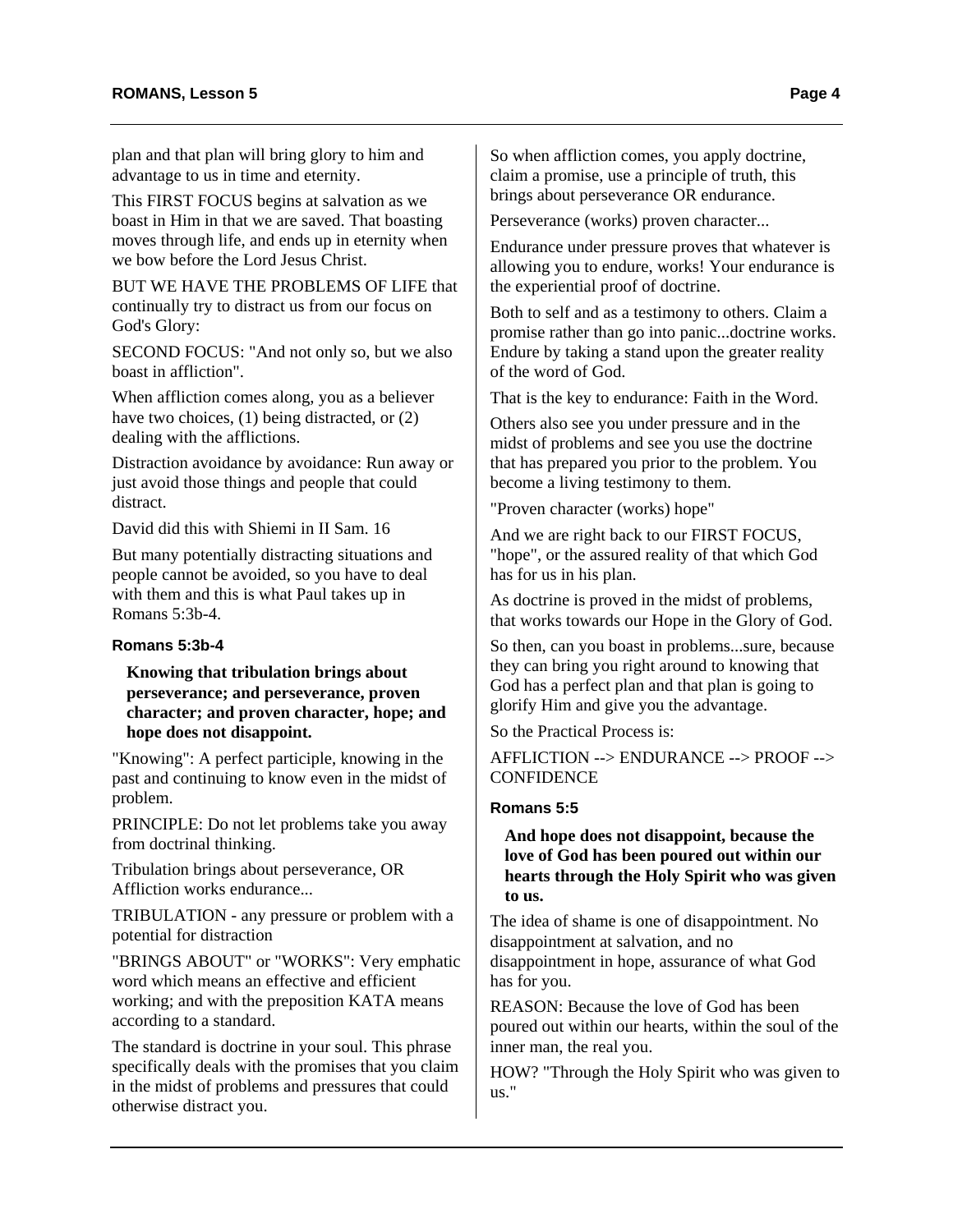plan and that plan will bring glory to him and advantage to us in time and eternity.

This FIRST FOCUS begins at salvation as we boast in Him in that we are saved. That boasting moves through life, and ends up in eternity when we bow before the Lord Jesus Christ.

BUT WE HAVE THE PROBLEMS OF LIFE that continually try to distract us from our focus on God's Glory:

SECOND FOCUS: "And not only so, but we also boast in affliction".

When affliction comes along, you as a believer have two choices, (1) being distracted, or (2) dealing with the afflictions.

Distraction avoidance by avoidance: Run away or just avoid those things and people that could distract.

David did this with Shiemi in II Sam. 16

But many potentially distracting situations and people cannot be avoided, so you have to deal with them and this is what Paul takes up in Romans 5:3b-4.

#### Romans 5:3b-4

> **Knowing that tribulation brings about perseverance; and perseverance, proven character; and proven character, hope; and hope does not disappoint.**

"Knowing": A perfect participle, knowing in the past and continuing to know even in the midst of problem.

PRINCIPLE: Do not let problems take you away from doctrinal thinking.

Tribulation brings about perseverance, OR Affliction works endurance...

TRIBULATION - any pressure or problem with a potential for distraction

"BRINGS ABOUT" or "WORKS": Very emphatic word which means an effective and efficient working; and with the preposition KATA means according to a standard.

The standard is doctrine in your soul. This phrase specifically deals with the promises that you claim in the midst of problems and pressures that could otherwise distract you.

So when affliction comes, you apply doctrine, claim a promise, use a principle of truth, this brings about perseverance OR endurance.

Perseverance (works) proven character...

Endurance under pressure proves that whatever is allowing you to endure, works! Your endurance is the experiential proof of doctrine.

Both to self and as a testimony to others. Claim a promise rather than go into panic...doctrine works. Endure by taking a stand upon the greater reality of the word of God.

That is the key to endurance: Faith in the Word.

Others also see you under pressure and in the midst of problems and see you use the doctrine that has prepared you prior to the problem. You become a living testimony to them.

"Proven character (works) hope"

And we are right back to our FIRST FOCUS, "hope", or the assured reality of that which God has for us in his plan.

As doctrine is proved in the midst of problems, that works towards our Hope in the Glory of God.

So then, can you boast in problems...sure, because they can bring you right around to knowing that God has a perfect plan and that plan is going to glorify Him and give you the advantage.

So the Practical Process is:

AFFLICTION --> ENDURANCE --> PROOF --> CONFIDENCE

#### Romans 5:5

> **And hope does not disappoint, because the love of God has been poured out within our hearts through the Holy Spirit who was given to us.**

The idea of shame is one of disappointment. No disappointment at salvation, and no disappointment in hope, assurance of what God has for you.

REASON: Because the love of God has been poured out within our hearts, within the soul of the inner man, the real you.

HOW? "Through the Holy Spirit who was given to us."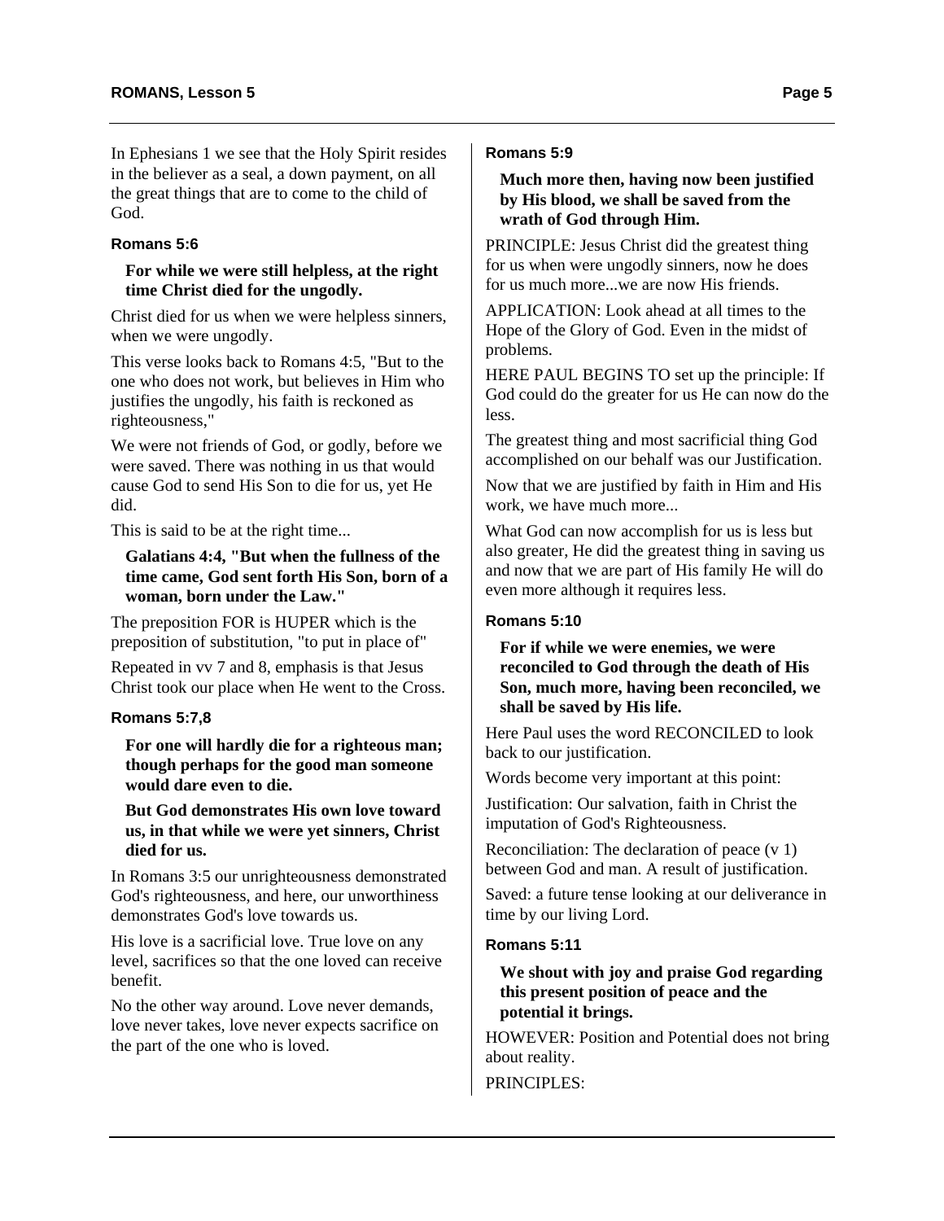In Ephesians 1 we see that the Holy Spirit resides in the believer as a seal, a down payment, on all the great things that are to come to the child of God.

### Romans 5:6

**For while we were still helpless, at the right time Christ died for the ungodly.**

Christ died for us when we were helpless sinners, when we were ungodly.

This verse looks back to Romans 4:5, "But to the one who does not work, but believes in Him who justifies the ungodly, his faith is reckoned as righteousness,"

We were not friends of God, or godly, before we were saved. There was nothing in us that would cause God to send His Son to die for us, yet He did.

This is said to be at the right time...

**Galatians 4:4, "But when the fullness of the time came, God sent forth His Son, born of a woman, born under the Law."**

The preposition FOR is HUPER which is the preposition of substitution, "to put in place of"

Repeated in vv 7 and 8, emphasis is that Jesus Christ took our place when He went to the Cross.

### Romans 5:7,8

**For one will hardly die for a righteous man; though perhaps for the good man someone would dare even to die.**

**But God demonstrates His own love toward us, in that while we were yet sinners, Christ died for us.**

In Romans 3:5 our unrighteousness demonstrated God's righteousness, and here, our unworthiness demonstrates God's love towards us.

His love is a sacrificial love. True love on any level, sacrifices so that the one loved can receive benefit.

No the other way around. Love never demands, love never takes, love never expects sacrifice on the part of the one who is loved.

### Romans 5:9

**Much more then, having now been justified by His blood, we shall be saved from the wrath of God through Him.**

PRINCIPLE: Jesus Christ did the greatest thing for us when were ungodly sinners, now he does for us much more...we are now His friends.

APPLICATION: Look ahead at all times to the Hope of the Glory of God. Even in the midst of problems.

HERE PAUL BEGINS TO set up the principle: If God could do the greater for us He can now do the less.

The greatest thing and most sacrificial thing God accomplished on our behalf was our Justification.

Now that we are justified by faith in Him and His work, we have much more...

What God can now accomplish for us is less but also greater, He did the greatest thing in saving us and now that we are part of His family He will do even more although it requires less.

### Romans 5:10

**For if while we were enemies, we were reconciled to God through the death of His Son, much more, having been reconciled, we shall be saved by His life.**

Here Paul uses the word RECONCILED to look back to our justification.

Words become very important at this point:

Justification: Our salvation, faith in Christ the imputation of God's Righteousness.

Reconciliation: The declaration of peace (v 1) between God and man. A result of justification.

Saved: a future tense looking at our deliverance in time by our living Lord.

### Romans 5:11

**We shout with joy and praise God regarding this present position of peace and the potential it brings.**

HOWEVER: Position and Potential does not bring about reality.

PRINCIPLES: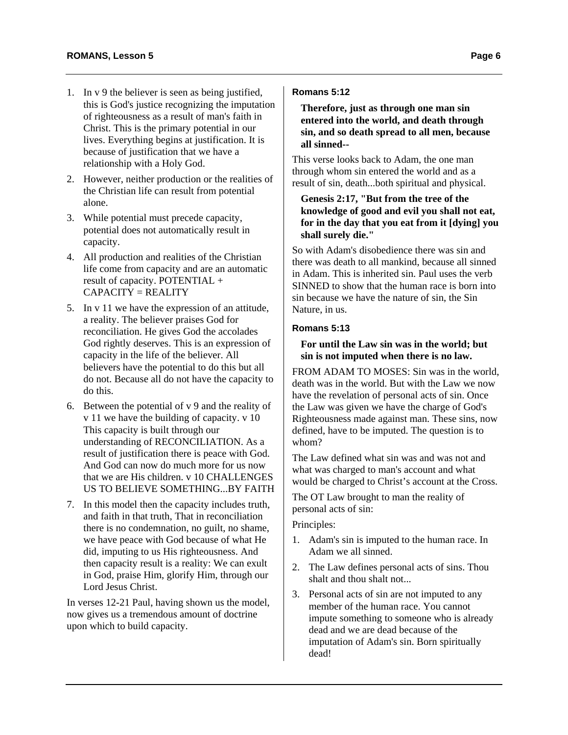1. In v 9 the believer is seen as being justified, this is God's justice recognizing the imputation of righteousness as a result of man's faith in Christ. This is the primary potential in our lives. Everything begins at justification. It is because of justification that we have a relationship with a Holy God.
2. However, neither production or the realities of the Christian life can result from potential alone.
3. While potential must precede capacity, potential does not automatically result in capacity.
4. All production and realities of the Christian life come from capacity and are an automatic result of capacity. POTENTIAL + CAPACITY = REALITY
5. In v 11 we have the expression of an attitude, a reality. The believer praises God for reconciliation. He gives God the accolades God rightly deserves. This is an expression of capacity in the life of the believer. All believers have the potential to do this but all do not. Because all do not have the capacity to do this.
6. Between the potential of v 9 and the reality of v 11 we have the building of capacity. v 10 This capacity is built through our understanding of RECONCILIATION. As a result of justification there is peace with God. And God can now do much more for us now that we are His children. v 10 CHALLENGES US TO BELIEVE SOMETHING...BY FAITH
7. In this model then the capacity includes truth, and faith in that truth, That in reconciliation there is no condemnation, no guilt, no shame, we have peace with God because of what He did, imputing to us His righteousness. And then capacity result is a reality: We can exult in God, praise Him, glorify Him, through our Lord Jesus Christ.

In verses 12-21 Paul, having shown us the model, now gives us a tremendous amount of doctrine upon which to build capacity.

#### Romans 5:12

**Therefore, just as through one man sin entered into the world, and death through sin, and so death spread to all men, because all sinned--**

This verse looks back to Adam, the one man through whom sin entered the world and as a result of sin, death...both spiritual and physical.

**Genesis 2:17, "But from the tree of the knowledge of good and evil you shall not eat, for in the day that you eat from it [dying] you shall surely die."**

So with Adam's disobedience there was sin and there was death to all mankind, because all sinned in Adam. This is inherited sin. Paul uses the verb SINNED to show that the human race is born into sin because we have the nature of sin, the Sin Nature, in us.

#### Romans 5:13

**For until the Law sin was in the world; but sin is not imputed when there is no law.**

FROM ADAM TO MOSES: Sin was in the world, death was in the world. But with the Law we now have the revelation of personal acts of sin. Once the Law was given we have the charge of God's Righteousness made against man. These sins, now defined, have to be imputed. The question is to whom?

The Law defined what sin was and was not and what was charged to man's account and what would be charged to Christ's account at the Cross.

The OT Law brought to man the reality of personal acts of sin:

Principles:

1. Adam's sin is imputed to the human race. In Adam we all sinned.
2. The Law defines personal acts of sins. Thou shalt and thou shalt not...
3. Personal acts of sin are not imputed to any member of the human race. You cannot impute something to someone who is already dead and we are dead because of the imputation of Adam's sin. Born spiritually dead!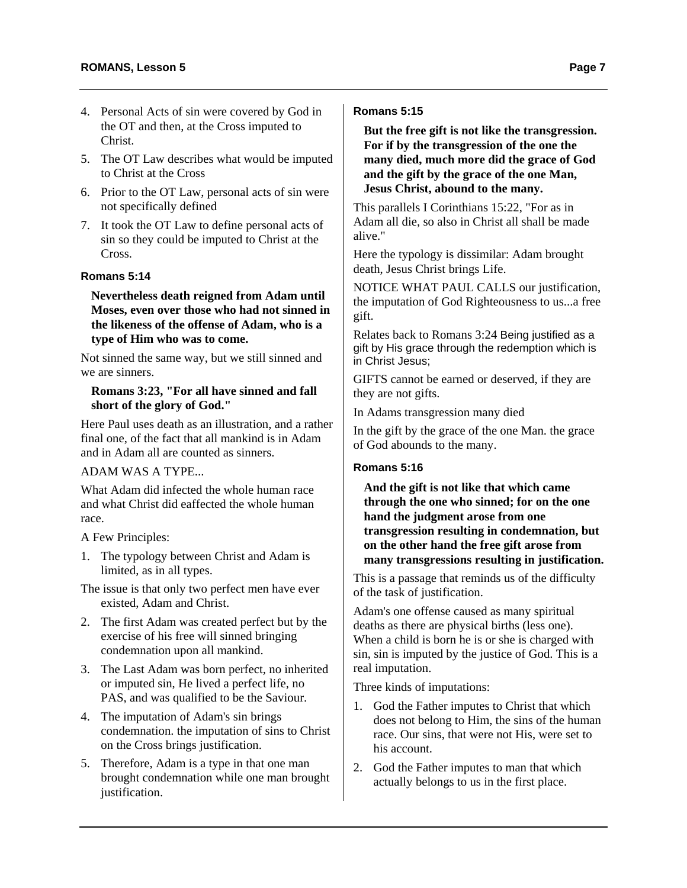4. Personal Acts of sin were covered by God in the OT and then, at the Cross imputed to Christ.
5. The OT Law describes what would be imputed to Christ at the Cross
6. Prior to the OT Law, personal acts of sin were not specifically defined
7. It took the OT Law to define personal acts of sin so they could be imputed to Christ at the Cross.

#### Romans 5:14

**Nevertheless death reigned from Adam until Moses, even over those who had not sinned in the likeness of the offense of Adam, who is a type of Him who was to come.**

Not sinned the same way, but we still sinned and we are sinners.

**Romans 3:23, "For all have sinned and fall short of the glory of God."**

Here Paul uses death as an illustration, and a rather final one, of the fact that all mankind is in Adam and in Adam all are counted as sinners.

ADAM WAS A TYPE...

What Adam did infected the whole human race and what Christ did eaffected the whole human race.

A Few Principles:

1. The typology between Christ and Adam is limited, as in all types.

The issue is that only two perfect men have ever existed, Adam and Christ.

2. The first Adam was created perfect but by the exercise of his free will sinned bringing condemnation upon all mankind.
3. The Last Adam was born perfect, no inherited or imputed sin, He lived a perfect life, no PAS, and was qualified to be the Saviour.
4. The imputation of Adam's sin brings condemnation. the imputation of sins to Christ on the Cross brings justification.
5. Therefore, Adam is a type in that one man brought condemnation while one man brought justification.

#### Romans 5:15

**But the free gift is not like the transgression. For if by the transgression of the one the many died, much more did the grace of God and the gift by the grace of the one Man, Jesus Christ, abound to the many.**

This parallels I Corinthians 15:22, "For as in Adam all die, so also in Christ all shall be made alive."

Here the typology is dissimilar: Adam brought death, Jesus Christ brings Life.

NOTICE WHAT PAUL CALLS our justification, the imputation of God Righteousness to us...a free gift.

Relates back to Romans 3:24 Being justified as a gift by His grace through the redemption which is in Christ Jesus;

GIFTS cannot be earned or deserved, if they are they are not gifts.

In Adams transgression many died

In the gift by the grace of the one Man. the grace of God abounds to the many.

#### Romans 5:16

**And the gift is not like that which came through the one who sinned; for on the one hand the judgment arose from one transgression resulting in condemnation, but on the other hand the free gift arose from many transgressions resulting in justification.**

This is a passage that reminds us of the difficulty of the task of justification.

Adam's one offense caused as many spiritual deaths as there are physical births (less one). When a child is born he is or she is charged with sin, sin is imputed by the justice of God. This is a real imputation.

Three kinds of imputations:

1. God the Father imputes to Christ that which does not belong to Him, the sins of the human race. Our sins, that were not His, were set to his account.
2. God the Father imputes to man that which actually belongs to us in the first place.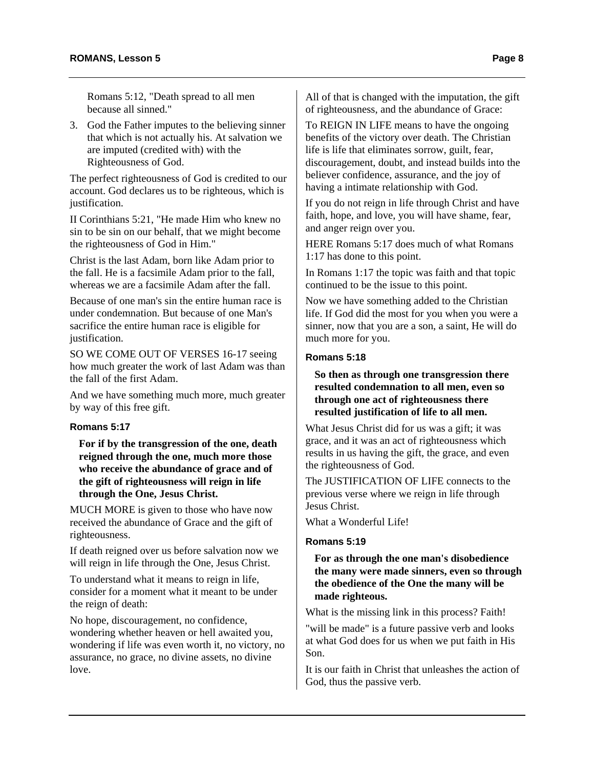Romans 5:12, "Death spread to all men because all sinned."

3. God the Father imputes to the believing sinner that which is not actually his. At salvation we are imputed (credited with) with the Righteousness of God.

The perfect righteousness of God is credited to our account. God declares us to be righteous, which is justification.

II Corinthians 5:21, "He made Him who knew no sin to be sin on our behalf, that we might become the righteousness of God in Him."

Christ is the last Adam, born like Adam prior to the fall. He is a facsimile Adam prior to the fall, whereas we are a facsimile Adam after the fall.

Because of one man's sin the entire human race is under condemnation. But because of one Man's sacrifice the entire human race is eligible for justification.

SO WE COME OUT OF VERSES 16-17 seeing how much greater the work of last Adam was than the fall of the first Adam.

And we have something much more, much greater by way of this free gift.

#### Romans 5:17

> **For if by the transgression of the one, death reigned through the one, much more those who receive the abundance of grace and of the gift of righteousness will reign in life through the One, Jesus Christ.**

MUCH MORE is given to those who have now received the abundance of Grace and the gift of righteousness.

If death reigned over us before salvation now we will reign in life through the One, Jesus Christ.

To understand what it means to reign in life, consider for a moment what it meant to be under the reign of death:

No hope, discouragement, no confidence, wondering whether heaven or hell awaited you, wondering if life was even worth it, no victory, no assurance, no grace, no divine assets, no divine love.

All of that is changed with the imputation, the gift of righteousness, and the abundance of Grace:

To REIGN IN LIFE means to have the ongoing benefits of the victory over death. The Christian life is life that eliminates sorrow, guilt, fear, discouragement, doubt, and instead builds into the believer confidence, assurance, and the joy of having a intimate relationship with God.

If you do not reign in life through Christ and have faith, hope, and love, you will have shame, fear, and anger reign over you.

HERE Romans 5:17 does much of what Romans 1:17 has done to this point.

In Romans 1:17 the topic was faith and that topic continued to be the issue to this point.

Now we have something added to the Christian life. If God did the most for you when you were a sinner, now that you are a son, a saint, He will do much more for you.

#### Romans 5:18

> **So then as through one transgression there resulted condemnation to all men, even so through one act of righteousness there resulted justification of life to all men.**

What Jesus Christ did for us was a gift; it was grace, and it was an act of righteousness which results in us having the gift, the grace, and even the righteousness of God.

The JUSTIFICATION OF LIFE connects to the previous verse where we reign in life through Jesus Christ.

What a Wonderful Life!

#### Romans 5:19

> **For as through the one man's disobedience the many were made sinners, even so through the obedience of the One the many will be made righteous.**

What is the missing link in this process? Faith!

"will be made" is a future passive verb and looks at what God does for us when we put faith in His Son.

It is our faith in Christ that unleashes the action of God, thus the passive verb.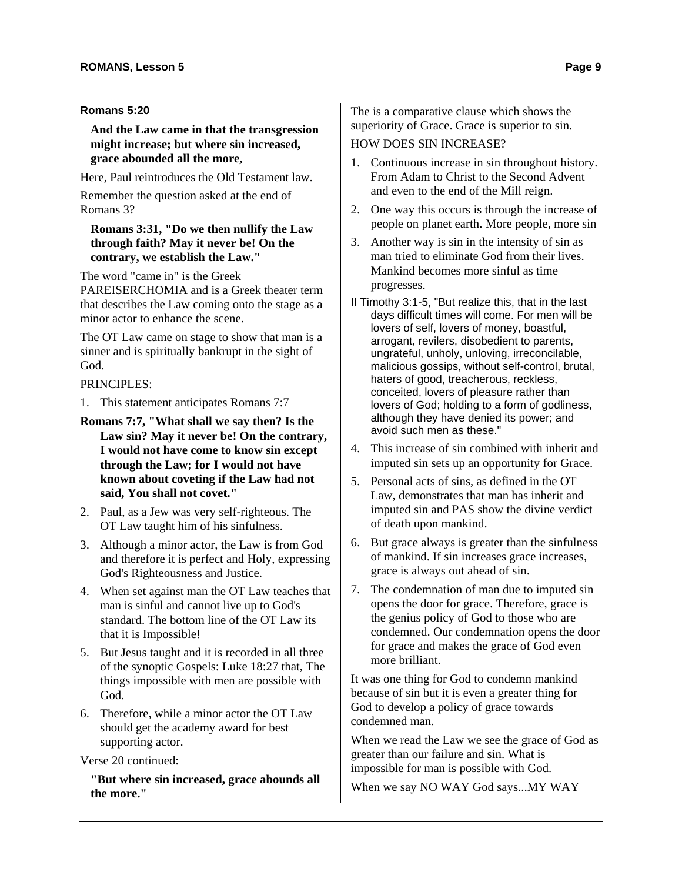**Romans 5:20**

**And the Law came in that the transgression might increase; but where sin increased, grace abounded all the more,**

Here, Paul reintroduces the Old Testament law.

Remember the question asked at the end of Romans 3?

**Romans 3:31, "Do we then nullify the Law through faith? May it never be! On the contrary, we establish the Law."**

The word "came in" is the Greek PAREISERCHOMIA and is a Greek theater term that describes the Law coming onto the stage as a minor actor to enhance the scene.

The OT Law came on stage to show that man is a sinner and is spiritually bankrupt in the sight of God.

PRINCIPLES:

1. This statement anticipates Romans 7:7

**Romans 7:7, "What shall we say then? Is the Law sin? May it never be! On the contrary, I would not have come to know sin except through the Law; for I would not have known about coveting if the Law had not said, You shall not covet."**

2. Paul, as a Jew was very self-righteous. The OT Law taught him of his sinfulness.
3. Although a minor actor, the Law is from God and therefore it is perfect and Holy, expressing God's Righteousness and Justice.
4. When set against man the OT Law teaches that man is sinful and cannot live up to God's standard. The bottom line of the OT Law its that it is Impossible!
5. But Jesus taught and it is recorded in all three of the synoptic Gospels: Luke 18:27 that, The things impossible with men are possible with God.
6. Therefore, while a minor actor the OT Law should get the academy award for best supporting actor.

Verse 20 continued:

**"But where sin increased, grace abounds all the more."**

The is a comparative clause which shows the superiority of Grace. Grace is superior to sin.

HOW DOES SIN INCREASE?

1. Continuous increase in sin throughout history. From Adam to Christ to the Second Advent and even to the end of the Mill reign.
2. One way this occurs is through the increase of people on planet earth. More people, more sin
3. Another way is sin in the intensity of sin as man tried to eliminate God from their lives. Mankind becomes more sinful as time progresses.

II Timothy 3:1-5, "But realize this, that in the last days difficult times will come. For men will be lovers of self, lovers of money, boastful, arrogant, revilers, disobedient to parents, ungrateful, unholy, unloving, irreconcilable, malicious gossips, without self-control, brutal, haters of good, treacherous, reckless, conceited, lovers of pleasure rather than lovers of God; holding to a form of godliness, although they have denied its power; and avoid such men as these."

4. This increase of sin combined with inherit and imputed sin sets up an opportunity for Grace.
5. Personal acts of sins, as defined in the OT Law, demonstrates that man has inherit and imputed sin and PAS show the divine verdict of death upon mankind.
6. But grace always is greater than the sinfulness of mankind. If sin increases grace increases, grace is always out ahead of sin.
7. The condemnation of man due to imputed sin opens the door for grace. Therefore, grace is the genius policy of God to those who are condemned. Our condemnation opens the door for grace and makes the grace of God even more brilliant.

It was one thing for God to condemn mankind because of sin but it is even a greater thing for God to develop a policy of grace towards condemned man.

When we read the Law we see the grace of God as greater than our failure and sin. What is impossible for man is possible with God.

When we say NO WAY God says...MY WAY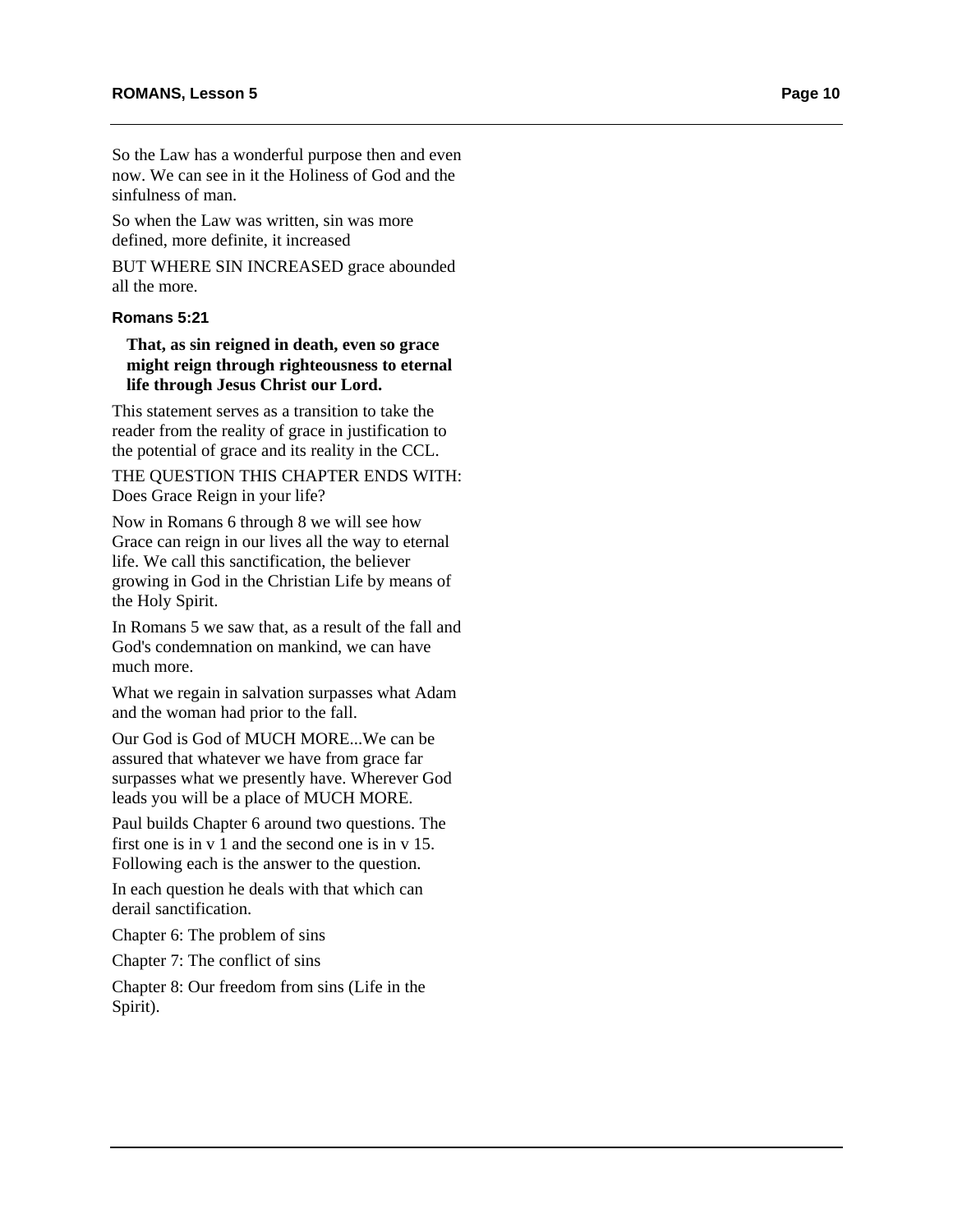So the Law has a wonderful purpose then and even now. We can see in it the Holiness of God and the sinfulness of man.

So when the Law was written, sin was more defined, more definite, it increased

BUT WHERE SIN INCREASED grace abounded all the more.

#### Romans 5:21

> **That, as sin reigned in death, even so grace might reign through righteousness to eternal life through Jesus Christ our Lord.**

This statement serves as a transition to take the reader from the reality of grace in justification to the potential of grace and its reality in the CCL.

THE QUESTION THIS CHAPTER ENDS WITH: Does Grace Reign in your life?

Now in Romans 6 through 8 we will see how Grace can reign in our lives all the way to eternal life. We call this sanctification, the believer growing in God in the Christian Life by means of the Holy Spirit.

In Romans 5 we saw that, as a result of the fall and God's condemnation on mankind, we can have much more.

What we regain in salvation surpasses what Adam and the woman had prior to the fall.

Our God is God of MUCH MORE...We can be assured that whatever we have from grace far surpasses what we presently have. Wherever God leads you will be a place of MUCH MORE.

Paul builds Chapter 6 around two questions. The first one is in v 1 and the second one is in v 15. Following each is the answer to the question.

In each question he deals with that which can derail sanctification.

Chapter 6: The problem of sins

Chapter 7: The conflict of sins

Chapter 8: Our freedom from sins (Life in the Spirit).